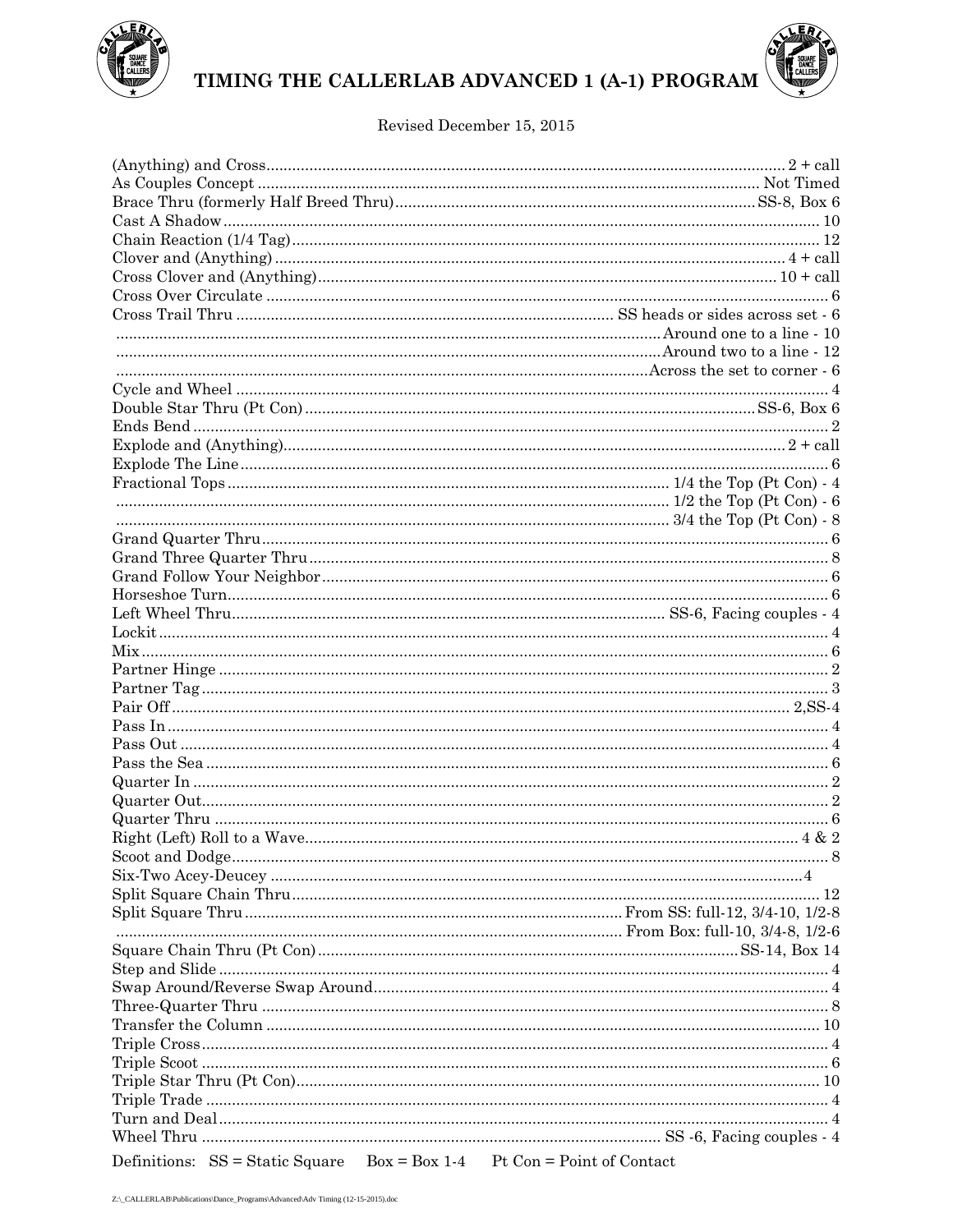# TIMING THE CALLERLAB ADVANCED 1 (A-1) PROGRAM

Revised December 15, 2015

| Call | Timing |
|---|---|
| (Anything) and Cross | 2 + call |
| As Couples Concept | Not Timed |
| Brace Thru (formerly Half Breed Thru) | SS-8, Box 6 |
| Cast A Shadow | 10 |
| Chain Reaction (1/4 Tag) | 12 |
| Clover and (Anything) | 4 + call |
| Cross Clover and (Anything) | 10 + call |
| Cross Over Circulate | 6 |
| Cross Trail Thru | SS heads or sides across set - 6 |
| | Around one to a line - 10 |
| | Around two to a line - 12 |
| | Across the set to corner - 6 |
| Cycle and Wheel | 4 |
| Double Star Thru (Pt Con) | SS-6, Box 6 |
| Ends Bend | 2 |
| Explode and (Anything) | 2 + call |
| Explode The Line | 6 |
| Fractional Tops | 1/4 the Top (Pt Con) - 4 |
| | 1/2 the Top (Pt Con) - 6 |
| | 3/4 the Top (Pt Con) - 8 |
| Grand Quarter Thru | 6 |
| Grand Three Quarter Thru | 8 |
| Grand Follow Your Neighbor | 6 |
| Horseshoe Turn | 6 |
| Left Wheel Thru | SS-6, Facing couples - 4 |
| Lockit | 4 |
| Mix | 6 |
| Partner Hinge | 2 |
| Partner Tag | 3 |
| Pair Off | 2,SS-4 |
| Pass In | 4 |
| Pass Out | 4 |
| Pass the Sea | 6 |
| Quarter In | 2 |
| Quarter Out | 2 |
| Quarter Thru | 6 |
| Right (Left) Roll to a Wave | 4 & 2 |
| Scoot and Dodge | 8 |
| Six-Two Acey-Deucey | 4 |
| Split Square Chain Thru | 12 |
| Split Square Thru | From SS: full-12, 3/4-10, 1/2-8 |
| | From Box: full-10, 3/4-8, 1/2-6 |
| Square Chain Thru (Pt Con) | SS-14, Box 14 |
| Step and Slide | 4 |
| Swap Around/Reverse Swap Around | 4 |
| Three-Quarter Thru | 8 |
| Transfer the Column | 10 |
| Triple Cross | 4 |
| Triple Scoot | 6 |
| Triple Star Thru (Pt Con) | 10 |
| Triple Trade | 4 |
| Turn and Deal | 4 |
| Wheel Thru | SS -6, Facing couples - 4 |

Definitions: SS = Static Square    Box = Box 1-4    Pt Con = Point of Contact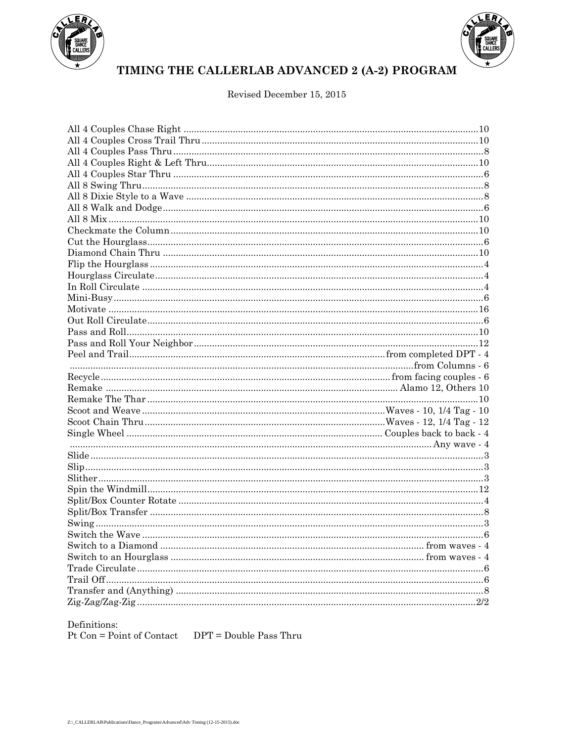# TIMING THE CALLERLAB ADVANCED 2 (A-2) PROGRAM

Revised December 15, 2015

| | |
|---|---|
| All 4 Couples Chase Right | 10 |
| All 4 Couples Cross Trail Thru | 10 |
| All 4 Couples Pass Thru | 8 |
| All 4 Couples Right & Left Thru | 10 |
| All 4 Couples Star Thru | 6 |
| All 8 Swing Thru | 8 |
| All 8 Dixie Style to a Wave | 8 |
| All 8 Walk and Dodge | 6 |
| All 8 Mix | 10 |
| Checkmate the Column | 10 |
| Cut the Hourglass | 6 |
| Diamond Chain Thru | 10 |
| Flip the Hourglass | 4 |
| Hourglass Circulate | 4 |
| In Roll Circulate | 4 |
| Mini-Busy | 6 |
| Motivate | 16 |
| Out Roll Circulate | 6 |
| Pass and Roll | 10 |
| Pass and Roll Your Neighbor | 12 |
| Peel and Trail | from completed DPT - 4 |
| | from Columns - 6 |
| Recycle | from facing couples - 6 |
| Remake | Alamo 12, Others 10 |
| Remake The Thar | 10 |
| Scoot and Weave | Waves - 10, 1/4 Tag - 10 |
| Scoot Chain Thru | Waves - 12, 1/4 Tag - 12 |
| Single Wheel | Couples back to back - 4 |
| | Any wave - 4 |
| Slide | 3 |
| Slip | 3 |
| Slither | 3 |
| Spin the Windmill | 12 |
| Split/Box Counter Rotate | 4 |
| Split/Box Transfer | 8 |
| Swing | 3 |
| Switch the Wave | 6 |
| Switch to a Diamond | from waves - 4 |
| Switch to an Hourglass | from waves - 4 |
| Trade Circulate | 6 |
| Trail Off | 6 |
| Transfer and (Anything) | 8 |
| Zig-Zag/Zag-Zig | 2/2 |

Definitions:
Pt Con = Point of Contact DPT = Double Pass Thru

Z:\_CALLERLAB\Publications\Dance_Programs\Advanced\Adv Timing (12-15-2015).doc